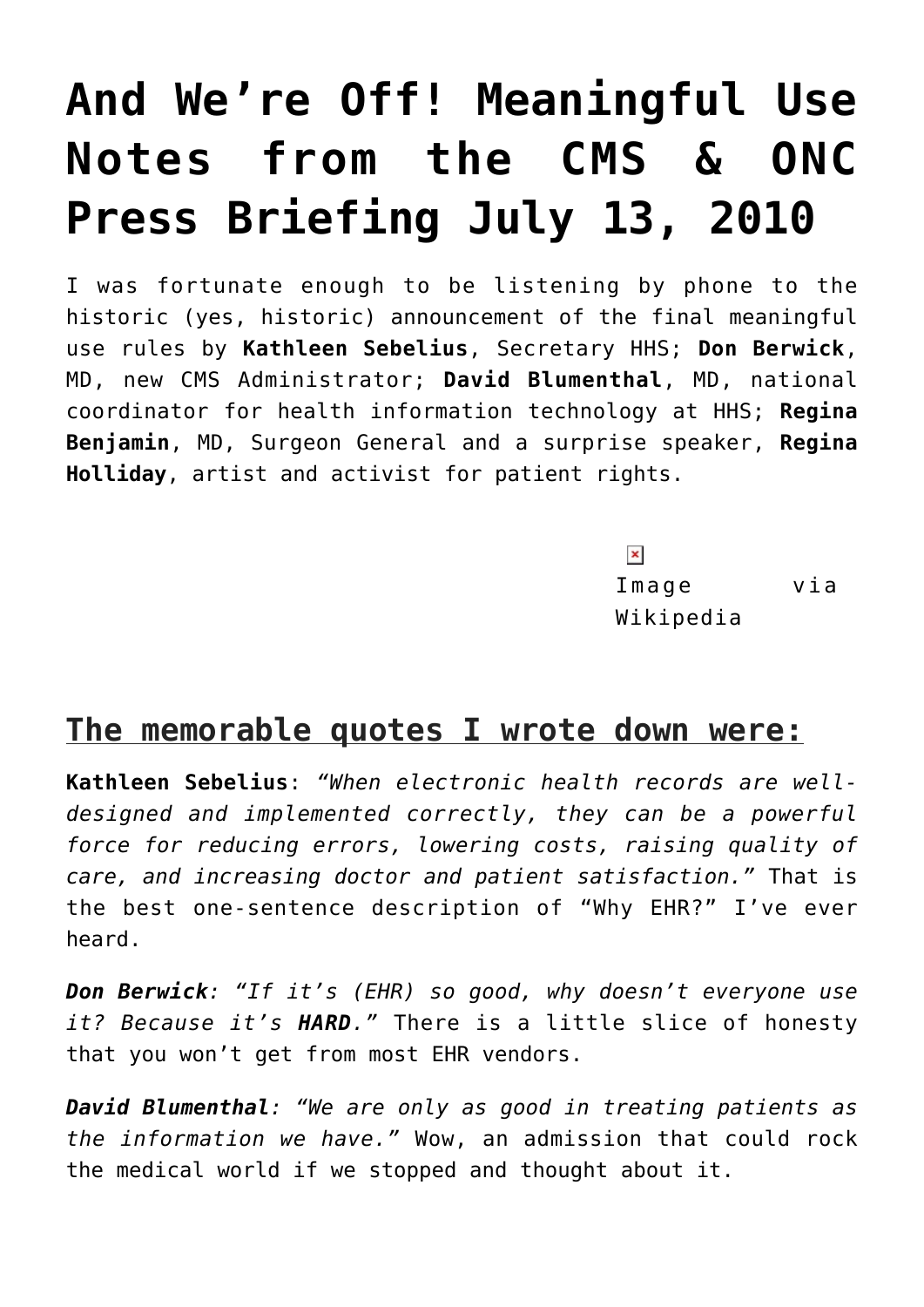# And We're Off! Meaningful Use Notes from the CMS & ONC Press Briefing July 13, 2010

I was fortunate enough to be listening by phone to the historic (yes, historic) announcement of the final meaningful use rules by **Kathleen Sebelius**, Secretary HHS; **Don Berwick**, MD, new CMS Administrator; **David Blumenthal**, MD, national coordinator for health information technology at HHS; **Regina Benjamin**, MD, Surgeon General and a surprise speaker, **Regina Holliday**, artist and activist for patient rights.

Image via Wikipedia

## The memorable quotes I wrote down were:

**Kathleen Sebelius**: *"When electronic health records are well-designed and implemented correctly, they can be a powerful force for reducing errors, lowering costs, raising quality of care, and increasing doctor and patient satisfaction."* That is the best one-sentence description of "Why EHR?" I've ever heard.

***Don Berwick**: "If it's (EHR) so good, why doesn't everyone use it? Because it's **HARD**."* There is a little slice of honesty that you won't get from most EHR vendors.

***David Blumenthal**: "We are only as good in treating patients as the information we have."* Wow, an admission that could rock the medical world if we stopped and thought about it.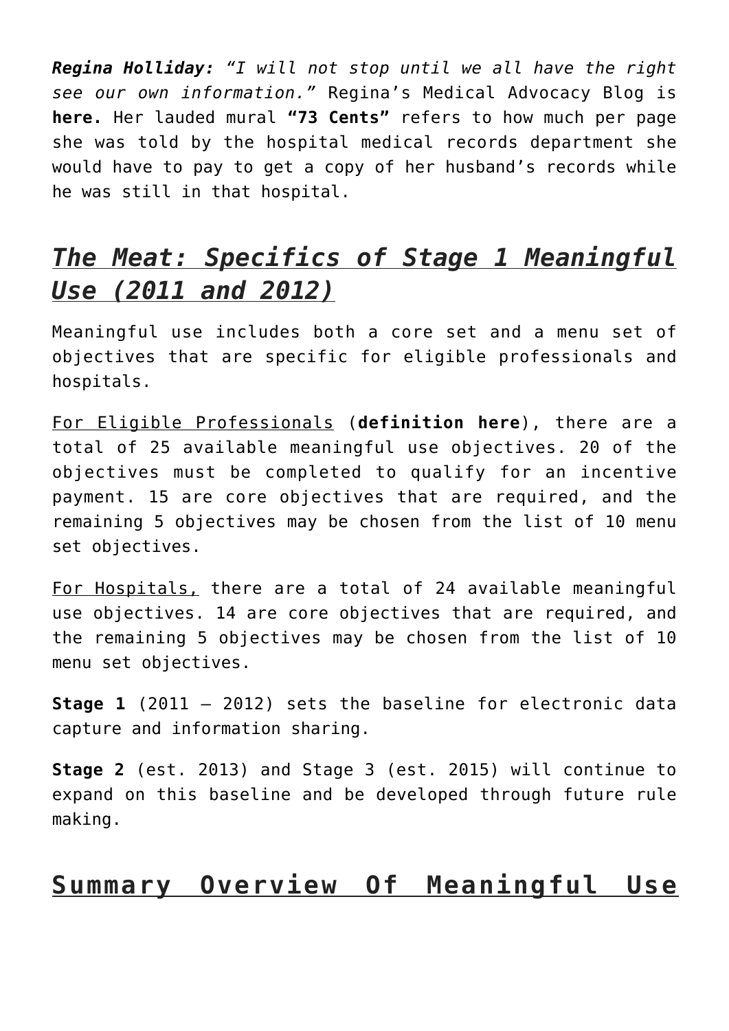***Regina Holliday:*** *"I will not stop until we all have the right see our own information."* Regina's Medical Advocacy Blog is **here.** Her lauded mural **"73 Cents"** refers to how much per page she was told by the hospital medical records department she would have to pay to get a copy of her husband's records while he was still in that hospital.

## *The Meat: Specifics of Stage 1 Meaningful Use (2011 and 2012)*

Meaningful use includes both a core set and a menu set of objectives that are specific for eligible professionals and hospitals.

For Eligible Professionals (**definition here**), there are a total of 25 available meaningful use objectives. 20 of the objectives must be completed to qualify for an incentive payment. 15 are core objectives that are required, and the remaining 5 objectives may be chosen from the list of 10 menu set objectives.

For Hospitals, there are a total of 24 available meaningful use objectives. 14 are core objectives that are required, and the remaining 5 objectives may be chosen from the list of 10 menu set objectives.

**Stage 1** (2011 – 2012) sets the baseline for electronic data capture and information sharing.

**Stage 2** (est. 2013) and Stage 3 (est. 2015) will continue to expand on this baseline and be developed through future rule making.

## Summary Overview Of Meaningful Use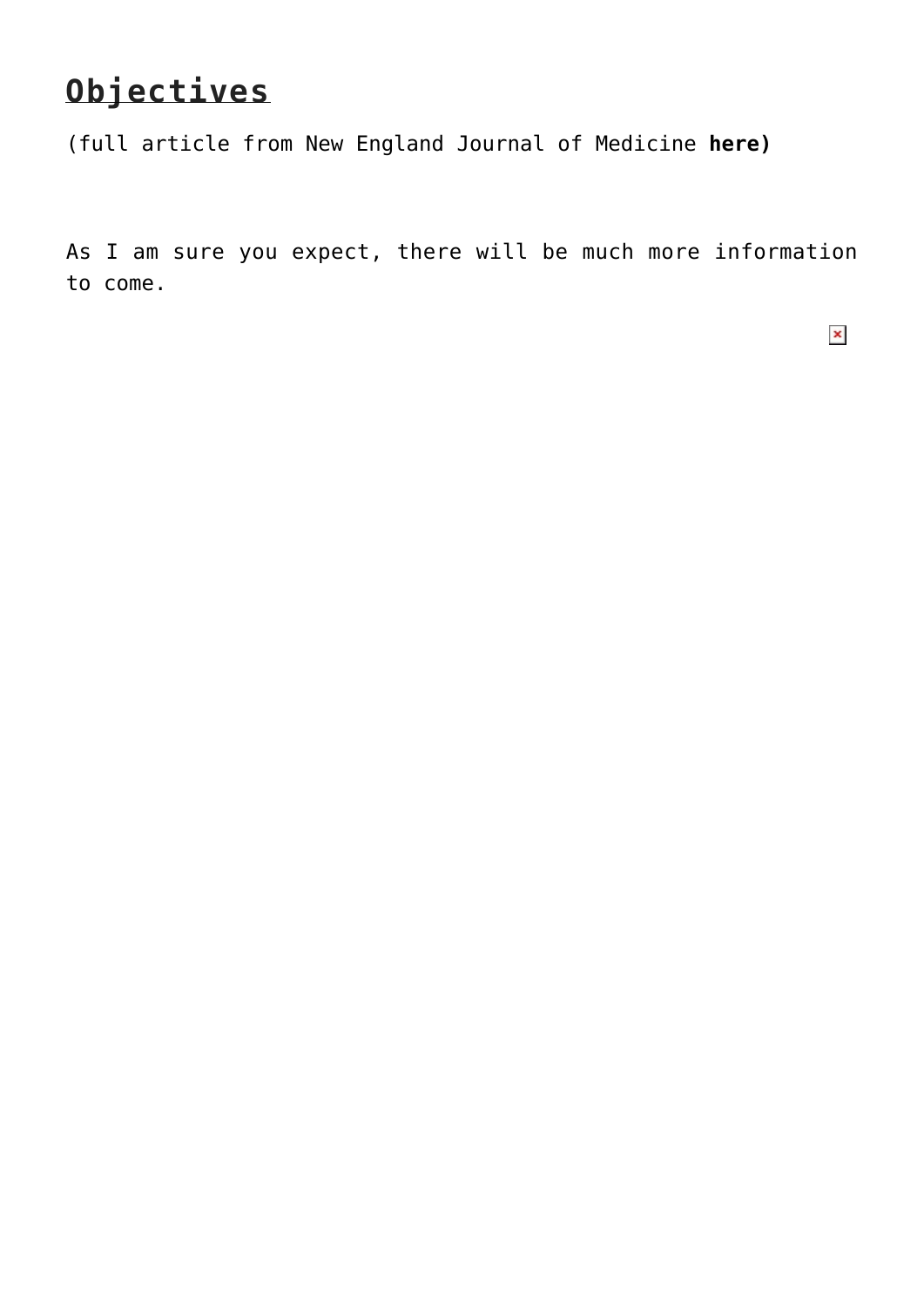## Objectives

(full article from New England Journal of Medicine **here)**

As I am sure you expect, there will be much more information to come.